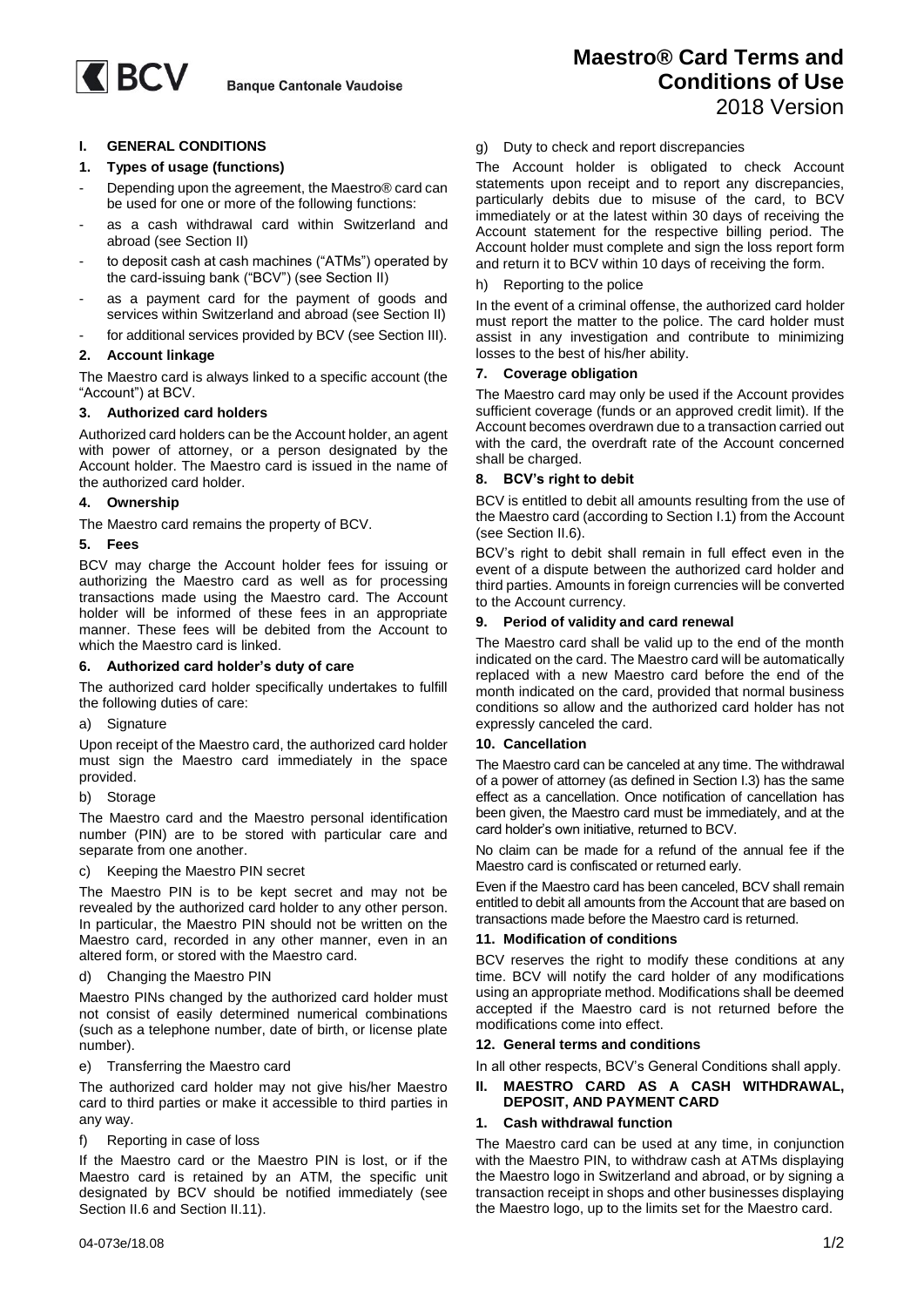# Maestro® Card Terms and Conditions of Use

2018 Version

## I. GENERAL CONDITIONS

### 1. Types of usage (functions)

- Depending upon the agreement, the Maestro® card can be used for one or more of the following functions:
- as a cash withdrawal card within Switzerland and abroad (see Section II)
- to deposit cash at cash machines ("ATMs") operated by the card-issuing bank ("BCV") (see Section II)
- as a payment card for the payment of goods and services within Switzerland and abroad (see Section II)
- for additional services provided by BCV (see Section III).

### 2. Account linkage

The Maestro card is always linked to a specific account (the "Account") at BCV.

### 3. Authorized card holders

Authorized card holders can be the Account holder, an agent with power of attorney, or a person designated by the Account holder. The Maestro card is issued in the name of the authorized card holder.

### 4. Ownership

The Maestro card remains the property of BCV.

### 5. Fees

BCV may charge the Account holder fees for issuing or authorizing the Maestro card as well as for processing transactions made using the Maestro card. The Account holder will be informed of these fees in an appropriate manner. These fees will be debited from the Account to which the Maestro card is linked.

### 6. Authorized card holder's duty of care

The authorized card holder specifically undertakes to fulfill the following duties of care:

a) Signature

Upon receipt of the Maestro card, the authorized card holder must sign the Maestro card immediately in the space provided.

b) Storage

The Maestro card and the Maestro personal identification number (PIN) are to be stored with particular care and separate from one another.

c) Keeping the Maestro PIN secret

The Maestro PIN is to be kept secret and may not be revealed by the authorized card holder to any other person. In particular, the Maestro PIN should not be written on the Maestro card, recorded in any other manner, even in an altered form, or stored with the Maestro card.

d) Changing the Maestro PIN

Maestro PINs changed by the authorized card holder must not consist of easily determined numerical combinations (such as a telephone number, date of birth, or license plate number).

e) Transferring the Maestro card

The authorized card holder may not give his/her Maestro card to third parties or make it accessible to third parties in any way.

f) Reporting in case of loss

If the Maestro card or the Maestro PIN is lost, or if the Maestro card is retained by an ATM, the specific unit designated by BCV should be notified immediately (see Section II.6 and Section II.11).

g) Duty to check and report discrepancies

The Account holder is obligated to check Account statements upon receipt and to report any discrepancies, particularly debits due to misuse of the card, to BCV immediately or at the latest within 30 days of receiving the Account statement for the respective billing period. The Account holder must complete and sign the loss report form and return it to BCV within 10 days of receiving the form.

h) Reporting to the police

In the event of a criminal offense, the authorized card holder must report the matter to the police. The card holder must assist in any investigation and contribute to minimizing losses to the best of his/her ability.

### 7. Coverage obligation

The Maestro card may only be used if the Account provides sufficient coverage (funds or an approved credit limit). If the Account becomes overdrawn due to a transaction carried out with the card, the overdraft rate of the Account concerned shall be charged.

### 8. BCV's right to debit

BCV is entitled to debit all amounts resulting from the use of the Maestro card (according to Section I.1) from the Account (see Section II.6).

BCV's right to debit shall remain in full effect even in the event of a dispute between the authorized card holder and third parties. Amounts in foreign currencies will be converted to the Account currency.

### 9. Period of validity and card renewal

The Maestro card shall be valid up to the end of the month indicated on the card. The Maestro card will be automatically replaced with a new Maestro card before the end of the month indicated on the card, provided that normal business conditions so allow and the authorized card holder has not expressly canceled the card.

### 10. Cancellation

The Maestro card can be canceled at any time. The withdrawal of a power of attorney (as defined in Section I.3) has the same effect as a cancellation. Once notification of cancellation has been given, the Maestro card must be immediately, and at the card holder's own initiative, returned to BCV.

No claim can be made for a refund of the annual fee if the Maestro card is confiscated or returned early.

Even if the Maestro card has been canceled, BCV shall remain entitled to debit all amounts from the Account that are based on transactions made before the Maestro card is returned.

### 11. Modification of conditions

BCV reserves the right to modify these conditions at any time. BCV will notify the card holder of any modifications using an appropriate method. Modifications shall be deemed accepted if the Maestro card is not returned before the modifications come into effect.

### 12. General terms and conditions

In all other respects, BCV's General Conditions shall apply.

## II. MAESTRO CARD AS A CASH WITHDRAWAL, DEPOSIT, AND PAYMENT CARD

### 1. Cash withdrawal function

The Maestro card can be used at any time, in conjunction with the Maestro PIN, to withdraw cash at ATMs displaying the Maestro logo in Switzerland and abroad, or by signing a transaction receipt in shops and other businesses displaying the Maestro logo, up to the limits set for the Maestro card.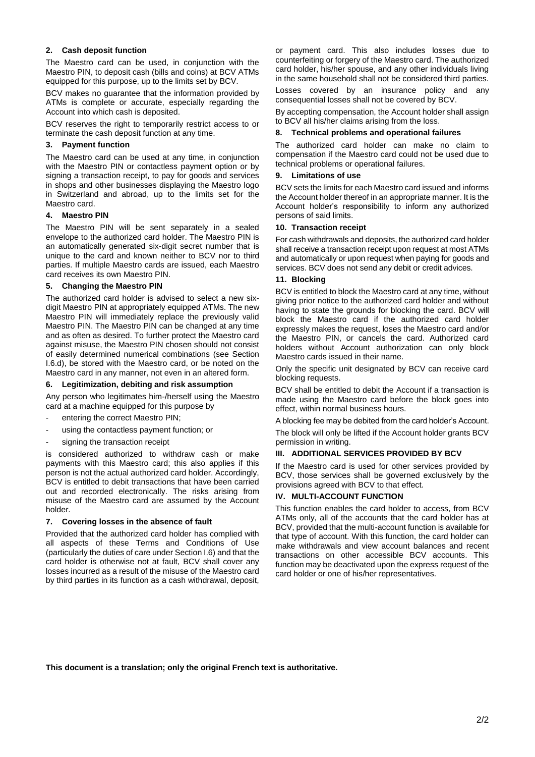### 2. Cash deposit function

The Maestro card can be used, in conjunction with the Maestro PIN, to deposit cash (bills and coins) at BCV ATMs equipped for this purpose, up to the limits set by BCV.

BCV makes no guarantee that the information provided by ATMs is complete or accurate, especially regarding the Account into which cash is deposited.

BCV reserves the right to temporarily restrict access to or terminate the cash deposit function at any time.

### 3. Payment function

The Maestro card can be used at any time, in conjunction with the Maestro PIN or contactless payment option or by signing a transaction receipt, to pay for goods and services in shops and other businesses displaying the Maestro logo in Switzerland and abroad, up to the limits set for the Maestro card.

### 4. Maestro PIN

The Maestro PIN will be sent separately in a sealed envelope to the authorized card holder. The Maestro PIN is an automatically generated six-digit secret number that is unique to the card and known neither to BCV nor to third parties. If multiple Maestro cards are issued, each Maestro card receives its own Maestro PIN.

### 5. Changing the Maestro PIN

The authorized card holder is advised to select a new six-digit Maestro PIN at appropriately equipped ATMs. The new Maestro PIN will immediately replace the previously valid Maestro PIN. The Maestro PIN can be changed at any time and as often as desired. To further protect the Maestro card against misuse, the Maestro PIN chosen should not consist of easily determined numerical combinations (see Section I.6.d), be stored with the Maestro card, or be noted on the Maestro card in any manner, not even in an altered form.

### 6. Legitimization, debiting and risk assumption

Any person who legitimates him-/herself using the Maestro card at a machine equipped for this purpose by

- entering the correct Maestro PIN;
- using the contactless payment function; or
- signing the transaction receipt

is considered authorized to withdraw cash or make payments with this Maestro card; this also applies if this person is not the actual authorized card holder. Accordingly, BCV is entitled to debit transactions that have been carried out and recorded electronically. The risks arising from misuse of the Maestro card are assumed by the Account holder.

### 7. Covering losses in the absence of fault

Provided that the authorized card holder has complied with all aspects of these Terms and Conditions of Use (particularly the duties of care under Section I.6) and that the card holder is otherwise not at fault, BCV shall cover any losses incurred as a result of the misuse of the Maestro card by third parties in its function as a cash withdrawal, deposit, or payment card. This also includes losses due to counterfeiting or forgery of the Maestro card. The authorized card holder, his/her spouse, and any other individuals living in the same household shall not be considered third parties.

Losses covered by an insurance policy and any consequential losses shall not be covered by BCV.

By accepting compensation, the Account holder shall assign to BCV all his/her claims arising from the loss.

### 8. Technical problems and operational failures

The authorized card holder can make no claim to compensation if the Maestro card could not be used due to technical problems or operational failures.

### 9. Limitations of use

BCV sets the limits for each Maestro card issued and informs the Account holder thereof in an appropriate manner. It is the Account holder's responsibility to inform any authorized persons of said limits.

### 10. Transaction receipt

For cash withdrawals and deposits, the authorized card holder shall receive a transaction receipt upon request at most ATMs and automatically or upon request when paying for goods and services. BCV does not send any debit or credit advices.

### 11. Blocking

BCV is entitled to block the Maestro card at any time, without giving prior notice to the authorized card holder and without having to state the grounds for blocking the card. BCV will block the Maestro card if the authorized card holder expressly makes the request, loses the Maestro card and/or the Maestro PIN, or cancels the card. Authorized card holders without Account authorization can only block Maestro cards issued in their name.

Only the specific unit designated by BCV can receive card blocking requests.

BCV shall be entitled to debit the Account if a transaction is made using the Maestro card before the block goes into effect, within normal business hours.

A blocking fee may be debited from the card holder's Account.

The block will only be lifted if the Account holder grants BCV permission in writing.

## III. ADDITIONAL SERVICES PROVIDED BY BCV

If the Maestro card is used for other services provided by BCV, those services shall be governed exclusively by the provisions agreed with BCV to that effect.

## IV. MULTI-ACCOUNT FUNCTION

This function enables the card holder to access, from BCV ATMs only, all of the accounts that the card holder has at BCV, provided that the multi-account function is available for that type of account. With this function, the card holder can make withdrawals and view account balances and recent transactions on other accessible BCV accounts. This function may be deactivated upon the express request of the card holder or one of his/her representatives.

**This document is a translation; only the original French text is authoritative.**